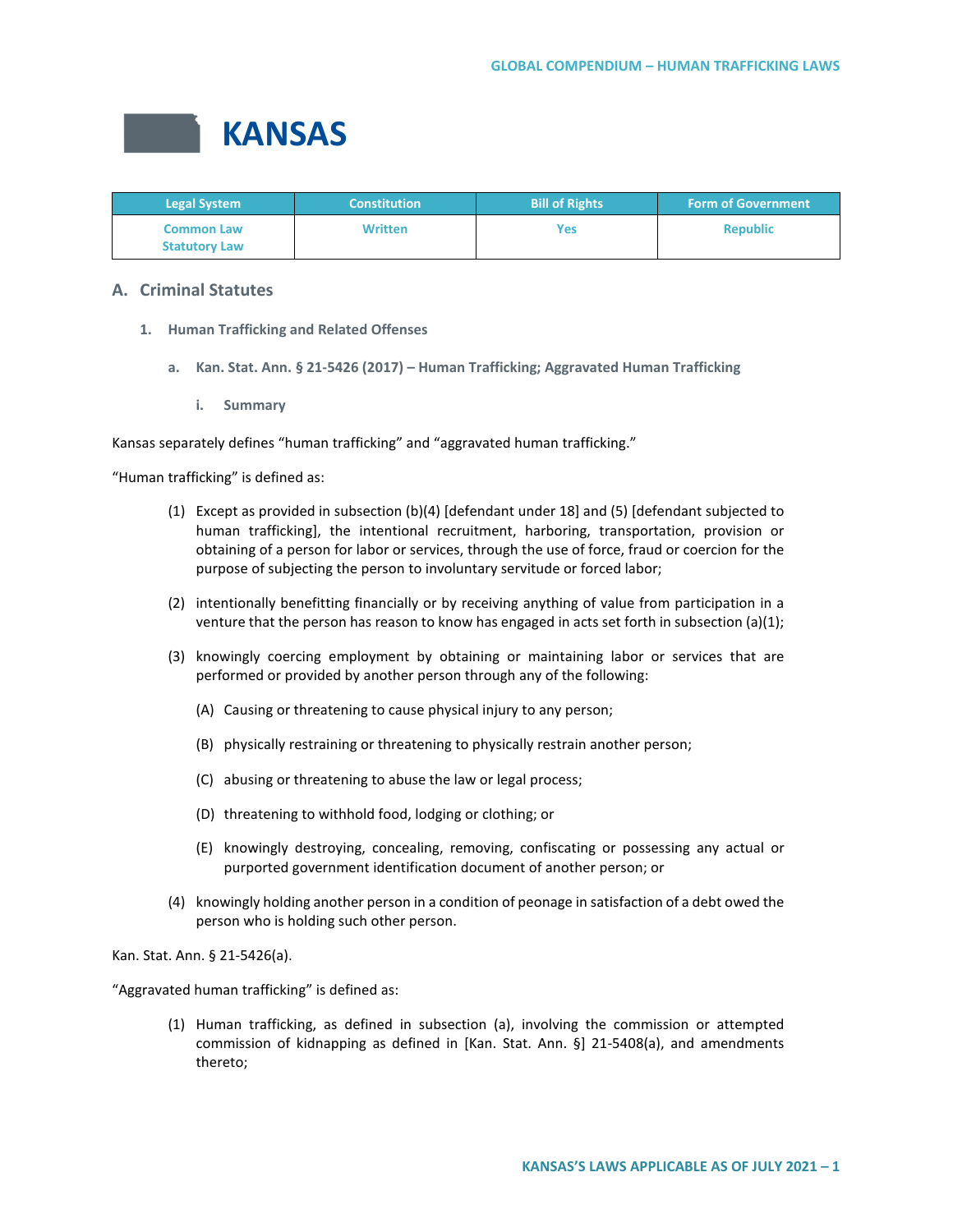# KANSAS

| Legal System | Constitution | Bill of Rights | Form of Government |
|---|---|---|---|
| Common Law<br>Statutory Law | Written | Yes | Republic |

## A. Criminal Statutes

### 1. Human Trafficking and Related Offenses

#### a. Kan. Stat. Ann. § 21-5426 (2017) – Human Trafficking; Aggravated Human Trafficking

##### i. Summary

Kansas separately defines "human trafficking" and "aggravated human trafficking."

"Human trafficking" is defined as:

(1) Except as provided in subsection (b)(4) [defendant under 18] and (5) [defendant subjected to human trafficking], the intentional recruitment, harboring, transportation, provision or obtaining of a person for labor or services, through the use of force, fraud or coercion for the purpose of subjecting the person to involuntary servitude or forced labor;

(2) intentionally benefitting financially or by receiving anything of value from participation in a venture that the person has reason to know has engaged in acts set forth in subsection (a)(1);

(3) knowingly coercing employment by obtaining or maintaining labor or services that are performed or provided by another person through any of the following:

   (A) Causing or threatening to cause physical injury to any person;

   (B) physically restraining or threatening to physically restrain another person;

   (C) abusing or threatening to abuse the law or legal process;

   (D) threatening to withhold food, lodging or clothing; or

   (E) knowingly destroying, concealing, removing, confiscating or possessing any actual or purported government identification document of another person; or

(4) knowingly holding another person in a condition of peonage in satisfaction of a debt owed the person who is holding such other person.

Kan. Stat. Ann. § 21-5426(a).

"Aggravated human trafficking" is defined as:

(1) Human trafficking, as defined in subsection (a), involving the commission or attempted commission of kidnapping as defined in [Kan. Stat. Ann. §] 21-5408(a), and amendments thereto;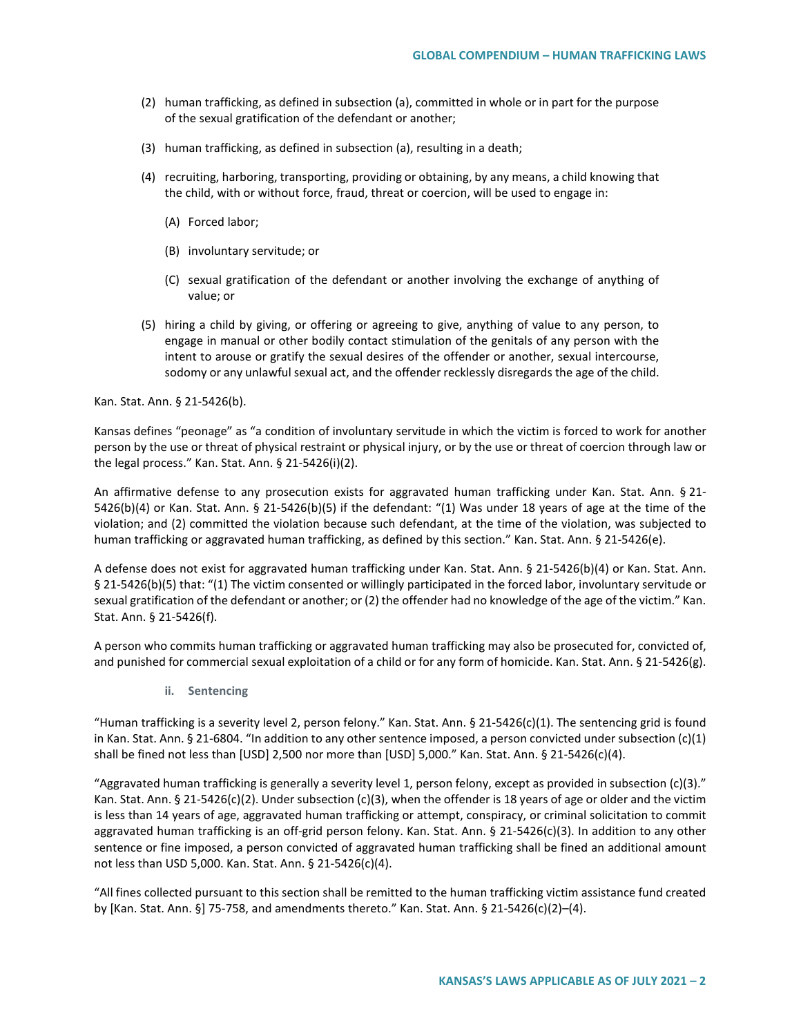(2) human trafficking, as defined in subsection (a), committed in whole or in part for the purpose of the sexual gratification of the defendant or another;

(3) human trafficking, as defined in subsection (a), resulting in a death;

(4) recruiting, harboring, transporting, providing or obtaining, by any means, a child knowing that the child, with or without force, fraud, threat or coercion, will be used to engage in:

   (A) Forced labor;

   (B) involuntary servitude; or

   (C) sexual gratification of the defendant or another involving the exchange of anything of value; or

(5) hiring a child by giving, or offering or agreeing to give, anything of value to any person, to engage in manual or other bodily contact stimulation of the genitals of any person with the intent to arouse or gratify the sexual desires of the offender or another, sexual intercourse, sodomy or any unlawful sexual act, and the offender recklessly disregards the age of the child.

Kan. Stat. Ann. § 21-5426(b).

Kansas defines "peonage" as "a condition of involuntary servitude in which the victim is forced to work for another person by the use or threat of physical restraint or physical injury, or by the use or threat of coercion through law or the legal process." Kan. Stat. Ann. § 21-5426(i)(2).

An affirmative defense to any prosecution exists for aggravated human trafficking under Kan. Stat. Ann. § 21-5426(b)(4) or Kan. Stat. Ann. § 21-5426(b)(5) if the defendant: "(1) Was under 18 years of age at the time of the violation; and (2) committed the violation because such defendant, at the time of the violation, was subjected to human trafficking or aggravated human trafficking, as defined by this section." Kan. Stat. Ann. § 21-5426(e).

A defense does not exist for aggravated human trafficking under Kan. Stat. Ann. § 21-5426(b)(4) or Kan. Stat. Ann. § 21-5426(b)(5) that: "(1) The victim consented or willingly participated in the forced labor, involuntary servitude or sexual gratification of the defendant or another; or (2) the offender had no knowledge of the age of the victim." Kan. Stat. Ann. § 21-5426(f).

A person who commits human trafficking or aggravated human trafficking may also be prosecuted for, convicted of, and punished for commercial sexual exploitation of a child or for any form of homicide. Kan. Stat. Ann. § 21-5426(g).

#### ii. Sentencing

"Human trafficking is a severity level 2, person felony." Kan. Stat. Ann. § 21-5426(c)(1). The sentencing grid is found in Kan. Stat. Ann. § 21-6804. "In addition to any other sentence imposed, a person convicted under subsection (c)(1) shall be fined not less than [USD] 2,500 nor more than [USD] 5,000." Kan. Stat. Ann. § 21-5426(c)(4).

"Aggravated human trafficking is generally a severity level 1, person felony, except as provided in subsection (c)(3)." Kan. Stat. Ann. § 21-5426(c)(2). Under subsection (c)(3), when the offender is 18 years of age or older and the victim is less than 14 years of age, aggravated human trafficking or attempt, conspiracy, or criminal solicitation to commit aggravated human trafficking is an off-grid person felony. Kan. Stat. Ann. § 21-5426(c)(3). In addition to any other sentence or fine imposed, a person convicted of aggravated human trafficking shall be fined an additional amount not less than USD 5,000. Kan. Stat. Ann. § 21-5426(c)(4).

"All fines collected pursuant to this section shall be remitted to the human trafficking victim assistance fund created by [Kan. Stat. Ann. §] 75-758, and amendments thereto." Kan. Stat. Ann. § 21-5426(c)(2)–(4).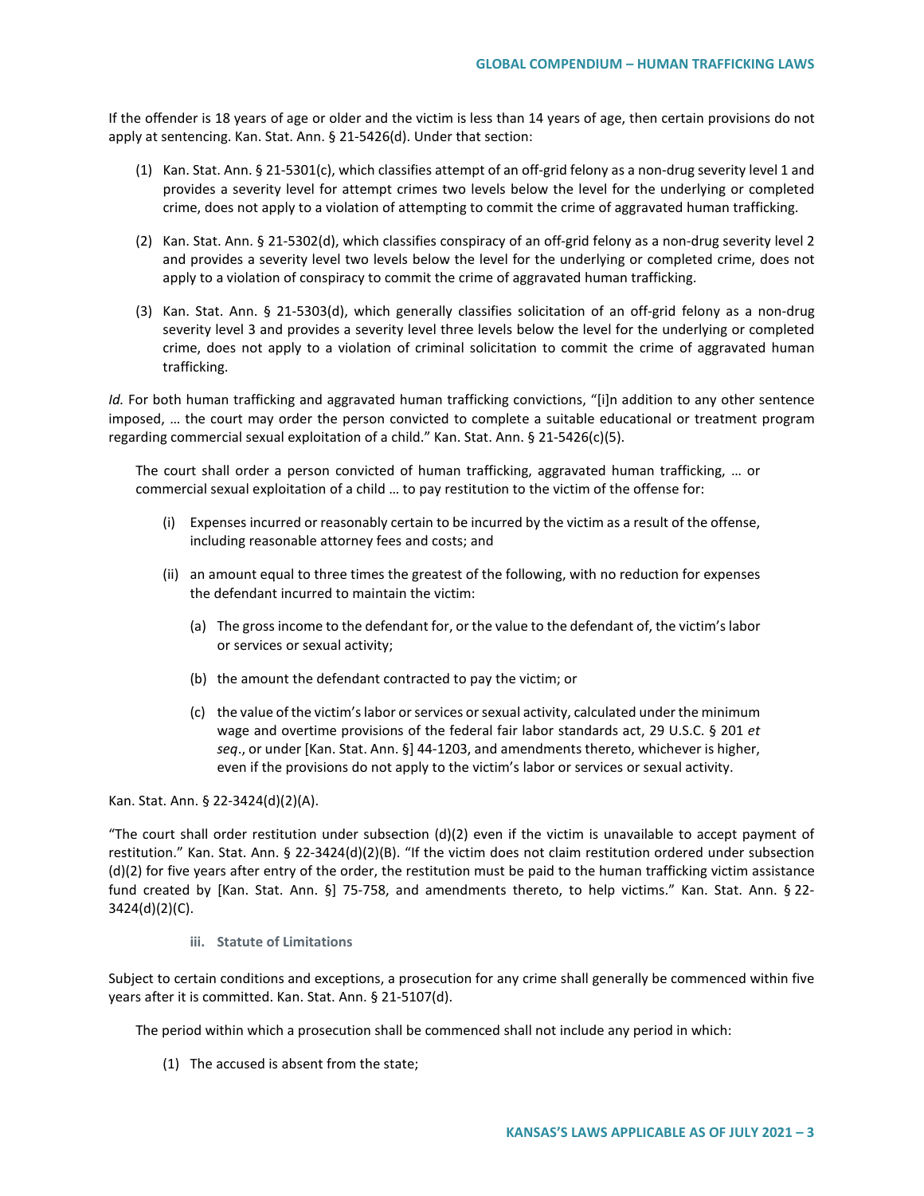If the offender is 18 years of age or older and the victim is less than 14 years of age, then certain provisions do not apply at sentencing. Kan. Stat. Ann. § 21-5426(d). Under that section:

(1) Kan. Stat. Ann. § 21-5301(c), which classifies attempt of an off-grid felony as a non-drug severity level 1 and provides a severity level for attempt crimes two levels below the level for the underlying or completed crime, does not apply to a violation of attempting to commit the crime of aggravated human trafficking.

(2) Kan. Stat. Ann. § 21-5302(d), which classifies conspiracy of an off-grid felony as a non-drug severity level 2 and provides a severity level two levels below the level for the underlying or completed crime, does not apply to a violation of conspiracy to commit the crime of aggravated human trafficking.

(3) Kan. Stat. Ann. § 21-5303(d), which generally classifies solicitation of an off-grid felony as a non-drug severity level 3 and provides a severity level three levels below the level for the underlying or completed crime, does not apply to a violation of criminal solicitation to commit the crime of aggravated human trafficking.

*Id.* For both human trafficking and aggravated human trafficking convictions, "[i]n addition to any other sentence imposed, … the court may order the person convicted to complete a suitable educational or treatment program regarding commercial sexual exploitation of a child." Kan. Stat. Ann. § 21-5426(c)(5).

> The court shall order a person convicted of human trafficking, aggravated human trafficking, … or commercial sexual exploitation of a child … to pay restitution to the victim of the offense for:
>
> (i) Expenses incurred or reasonably certain to be incurred by the victim as a result of the offense, including reasonable attorney fees and costs; and
>
> (ii) an amount equal to three times the greatest of the following, with no reduction for expenses the defendant incurred to maintain the victim:
>
> (a) The gross income to the defendant for, or the value to the defendant of, the victim's labor or services or sexual activity;
>
> (b) the amount the defendant contracted to pay the victim; or
>
> (c) the value of the victim's labor or services or sexual activity, calculated under the minimum wage and overtime provisions of the federal fair labor standards act, 29 U.S.C. § 201 *et seq*., or under [Kan. Stat. Ann. §] 44-1203, and amendments thereto, whichever is higher, even if the provisions do not apply to the victim's labor or services or sexual activity.

Kan. Stat. Ann. § 22-3424(d)(2)(A).

"The court shall order restitution under subsection (d)(2) even if the victim is unavailable to accept payment of restitution." Kan. Stat. Ann. § 22-3424(d)(2)(B). "If the victim does not claim restitution ordered under subsection (d)(2) for five years after entry of the order, the restitution must be paid to the human trafficking victim assistance fund created by [Kan. Stat. Ann. §] 75-758, and amendments thereto, to help victims." Kan. Stat. Ann. § 22-3424(d)(2)(C).

#### iii. Statute of Limitations

Subject to certain conditions and exceptions, a prosecution for any crime shall generally be commenced within five years after it is committed. Kan. Stat. Ann. § 21-5107(d).

> The period within which a prosecution shall be commenced shall not include any period in which:
>
> (1) The accused is absent from the state;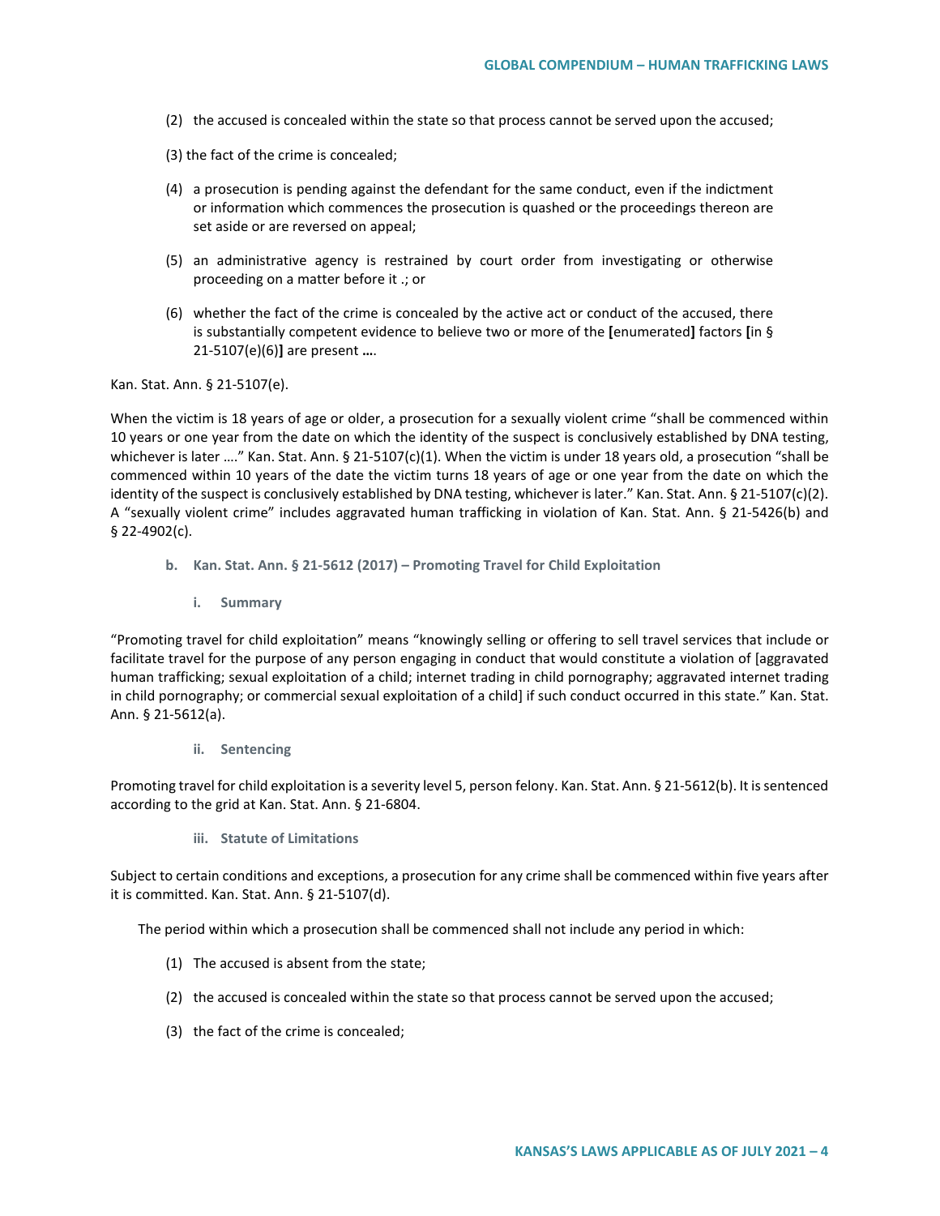(2) the accused is concealed within the state so that process cannot be served upon the accused;

(3) the fact of the crime is concealed;

(4) a prosecution is pending against the defendant for the same conduct, even if the indictment or information which commences the prosecution is quashed or the proceedings thereon are set aside or are reversed on appeal;

(5) an administrative agency is restrained by court order from investigating or otherwise proceeding on a matter before it .; or

(6) whether the fact of the crime is concealed by the active act or conduct of the accused, there is substantially competent evidence to believe two or more of the **[**enumerated**]** factors **[**in § 21-5107(e)(6)**]** are present **…**.

Kan. Stat. Ann. § 21-5107(e).

When the victim is 18 years of age or older, a prosecution for a sexually violent crime "shall be commenced within 10 years or one year from the date on which the identity of the suspect is conclusively established by DNA testing, whichever is later …." Kan. Stat. Ann. § 21-5107(c)(1). When the victim is under 18 years old, a prosecution "shall be commenced within 10 years of the date the victim turns 18 years of age or one year from the date on which the identity of the suspect is conclusively established by DNA testing, whichever is later." Kan. Stat. Ann. § 21-5107(c)(2). A "sexually violent crime" includes aggravated human trafficking in violation of Kan. Stat. Ann. § 21-5426(b) and § 22-4902(c).

### b. Kan. Stat. Ann. § 21-5612 (2017) – Promoting Travel for Child Exploitation

#### i. Summary

"Promoting travel for child exploitation" means "knowingly selling or offering to sell travel services that include or facilitate travel for the purpose of any person engaging in conduct that would constitute a violation of [aggravated human trafficking; sexual exploitation of a child; internet trading in child pornography; aggravated internet trading in child pornography; or commercial sexual exploitation of a child] if such conduct occurred in this state." Kan. Stat. Ann. § 21-5612(a).

#### ii. Sentencing

Promoting travel for child exploitation is a severity level 5, person felony. Kan. Stat. Ann. § 21-5612(b). It is sentenced according to the grid at Kan. Stat. Ann. § 21-6804.

#### iii. Statute of Limitations

Subject to certain conditions and exceptions, a prosecution for any crime shall be commenced within five years after it is committed. Kan. Stat. Ann. § 21-5107(d).

The period within which a prosecution shall be commenced shall not include any period in which:

(1) The accused is absent from the state;

(2) the accused is concealed within the state so that process cannot be served upon the accused;

(3) the fact of the crime is concealed;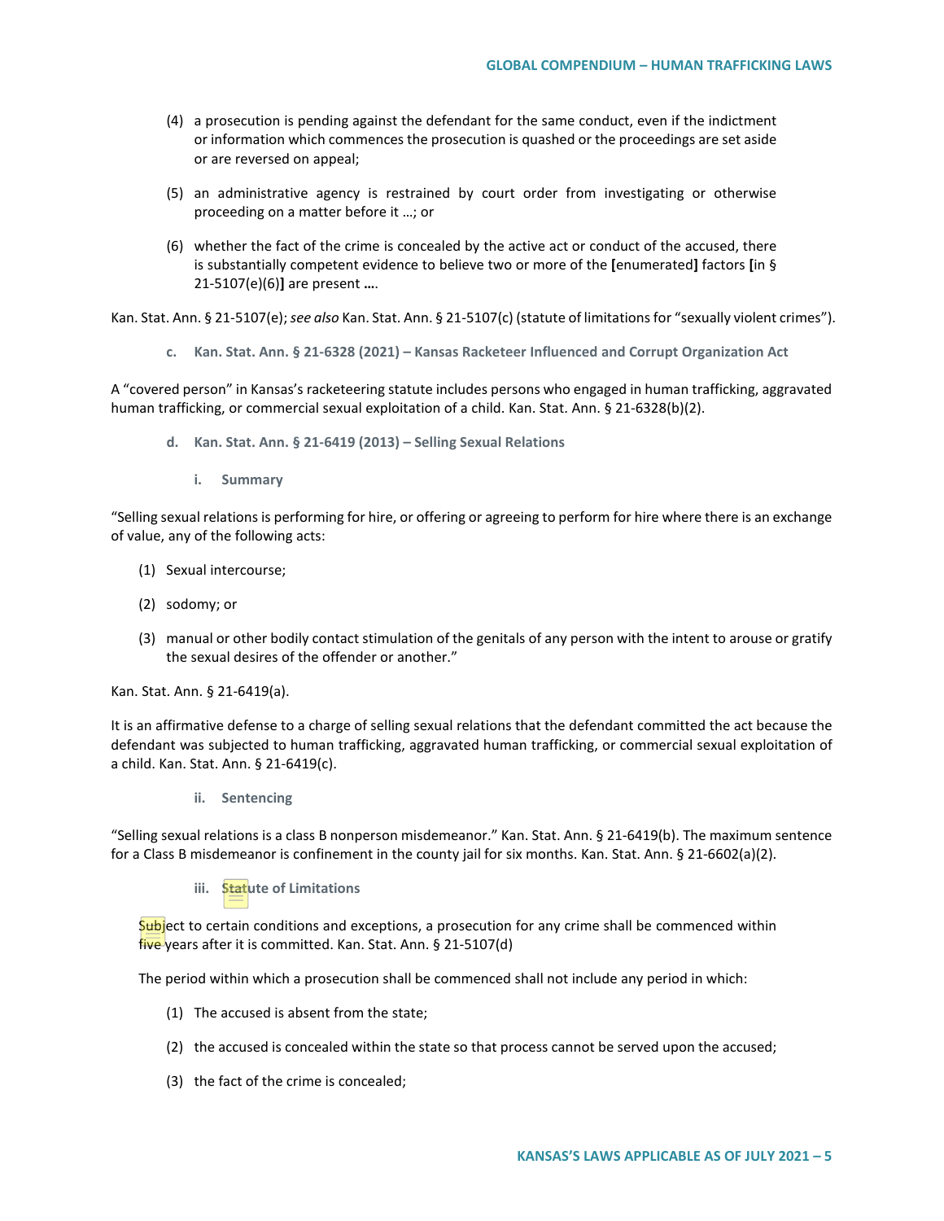(4) a prosecution is pending against the defendant for the same conduct, even if the indictment or information which commences the prosecution is quashed or the proceedings are set aside or are reversed on appeal;

(5) an administrative agency is restrained by court order from investigating or otherwise proceeding on a matter before it …; or

(6) whether the fact of the crime is concealed by the active act or conduct of the accused, there is substantially competent evidence to believe two or more of the **[**enumerated**]** factors **[**in § 21-5107(e)(6)**]** are present **…**.

Kan. Stat. Ann. § 21-5107(e); *see also* Kan. Stat. Ann. § 21-5107(c) (statute of limitations for "sexually violent crimes").

### c. Kan. Stat. Ann. § 21-6328 (2021) – Kansas Racketeer Influenced and Corrupt Organization Act

A "covered person" in Kansas's racketeering statute includes persons who engaged in human trafficking, aggravated human trafficking, or commercial sexual exploitation of a child. Kan. Stat. Ann. § 21-6328(b)(2).

### d. Kan. Stat. Ann. § 21-6419 (2013) – Selling Sexual Relations

#### i. Summary

"Selling sexual relations is performing for hire, or offering or agreeing to perform for hire where there is an exchange of value, any of the following acts:

(1) Sexual intercourse;

(2) sodomy; or

(3) manual or other bodily contact stimulation of the genitals of any person with the intent to arouse or gratify the sexual desires of the offender or another."

Kan. Stat. Ann. § 21-6419(a).

It is an affirmative defense to a charge of selling sexual relations that the defendant committed the act because the defendant was subjected to human trafficking, aggravated human trafficking, or commercial sexual exploitation of a child. Kan. Stat. Ann. § 21-6419(c).

#### ii. Sentencing

"Selling sexual relations is a class B nonperson misdemeanor." Kan. Stat. Ann. § 21-6419(b). The maximum sentence for a Class B misdemeanor is confinement in the county jail for six months. Kan. Stat. Ann. § 21-6602(a)(2).

#### iii. Statute of Limitations

Subject to certain conditions and exceptions, a prosecution for any crime shall be commenced within five years after it is committed. Kan. Stat. Ann. § 21-5107(d)

The period within which a prosecution shall be commenced shall not include any period in which:

(1) The accused is absent from the state;

(2) the accused is concealed within the state so that process cannot be served upon the accused;

(3) the fact of the crime is concealed;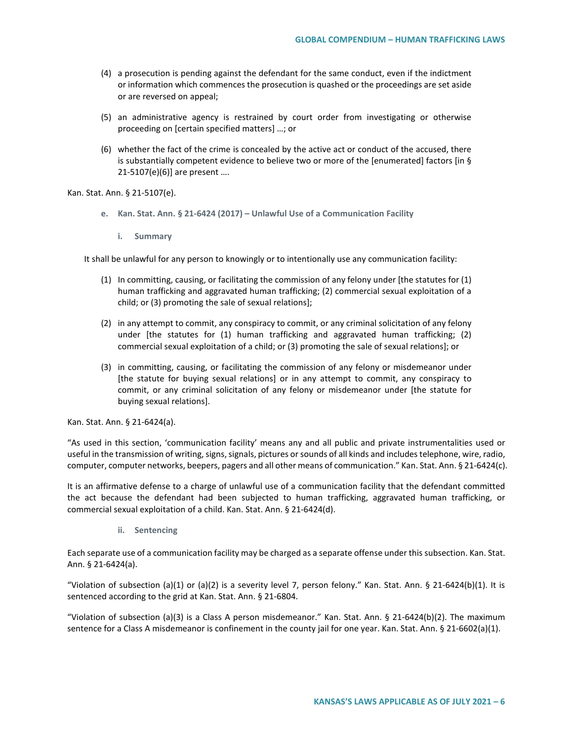(4) a prosecution is pending against the defendant for the same conduct, even if the indictment or information which commences the prosecution is quashed or the proceedings are set aside or are reversed on appeal;

(5) an administrative agency is restrained by court order from investigating or otherwise proceeding on [certain specified matters] …; or

(6) whether the fact of the crime is concealed by the active act or conduct of the accused, there is substantially competent evidence to believe two or more of the [enumerated] factors [in § 21-5107(e)(6)] are present ….

Kan. Stat. Ann. § 21-5107(e).

### e. Kan. Stat. Ann. § 21-6424 (2017) – Unlawful Use of a Communication Facility

#### i. Summary

It shall be unlawful for any person to knowingly or to intentionally use any communication facility:

(1) In committing, causing, or facilitating the commission of any felony under [the statutes for (1) human trafficking and aggravated human trafficking; (2) commercial sexual exploitation of a child; or (3) promoting the sale of sexual relations];

(2) in any attempt to commit, any conspiracy to commit, or any criminal solicitation of any felony under [the statutes for (1) human trafficking and aggravated human trafficking; (2) commercial sexual exploitation of a child; or (3) promoting the sale of sexual relations]; or

(3) in committing, causing, or facilitating the commission of any felony or misdemeanor under [the statute for buying sexual relations] or in any attempt to commit, any conspiracy to commit, or any criminal solicitation of any felony or misdemeanor under [the statute for buying sexual relations].

Kan. Stat. Ann. § 21-6424(a).

"As used in this section, 'communication facility' means any and all public and private instrumentalities used or useful in the transmission of writing, signs, signals, pictures or sounds of all kinds and includes telephone, wire, radio, computer, computer networks, beepers, pagers and all other means of communication." Kan. Stat. Ann. § 21-6424(c).

It is an affirmative defense to a charge of unlawful use of a communication facility that the defendant committed the act because the defendant had been subjected to human trafficking, aggravated human trafficking, or commercial sexual exploitation of a child. Kan. Stat. Ann. § 21-6424(d).

#### ii. Sentencing

Each separate use of a communication facility may be charged as a separate offense under this subsection. Kan. Stat. Ann. § 21-6424(a).

"Violation of subsection (a)(1) or (a)(2) is a severity level 7, person felony." Kan. Stat. Ann. § 21-6424(b)(1). It is sentenced according to the grid at Kan. Stat. Ann. § 21-6804.

"Violation of subsection (a)(3) is a Class A person misdemeanor." Kan. Stat. Ann. § 21-6424(b)(2). The maximum sentence for a Class A misdemeanor is confinement in the county jail for one year. Kan. Stat. Ann. § 21-6602(a)(1).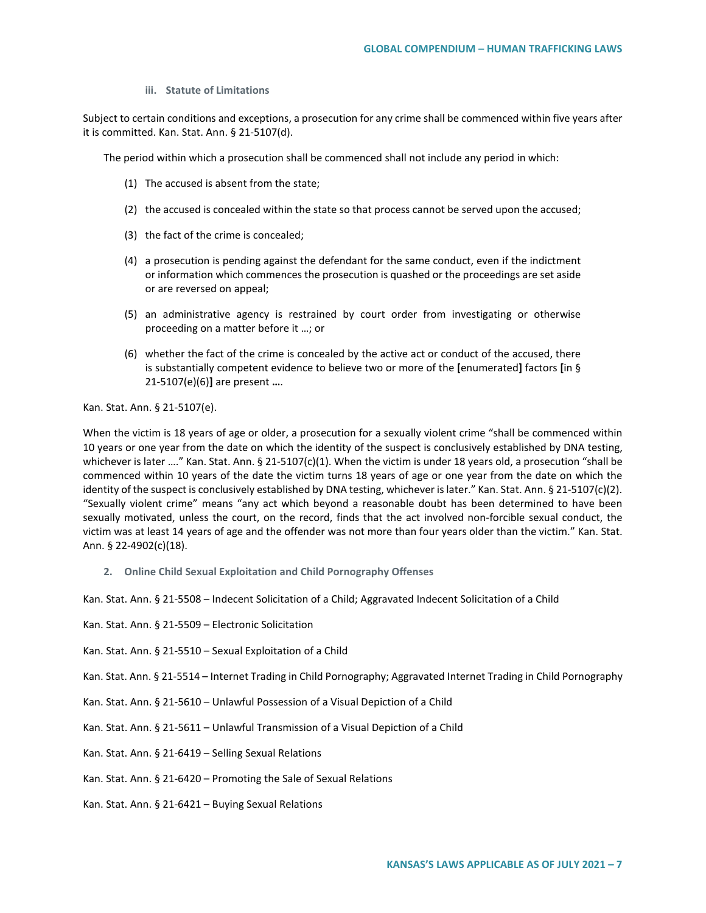#### iii. Statute of Limitations

Subject to certain conditions and exceptions, a prosecution for any crime shall be commenced within five years after it is committed. Kan. Stat. Ann. § 21-5107(d).

The period within which a prosecution shall be commenced shall not include any period in which:

(1) The accused is absent from the state;

(2) the accused is concealed within the state so that process cannot be served upon the accused;

(3) the fact of the crime is concealed;

(4) a prosecution is pending against the defendant for the same conduct, even if the indictment or information which commences the prosecution is quashed or the proceedings are set aside or are reversed on appeal;

(5) an administrative agency is restrained by court order from investigating or otherwise proceeding on a matter before it …; or

(6) whether the fact of the crime is concealed by the active act or conduct of the accused, there is substantially competent evidence to believe two or more of the **[**enumerated**]** factors **[**in § 21-5107(e)(6)**]** are present **…**.

Kan. Stat. Ann. § 21-5107(e).

When the victim is 18 years of age or older, a prosecution for a sexually violent crime "shall be commenced within 10 years or one year from the date on which the identity of the suspect is conclusively established by DNA testing, whichever is later …." Kan. Stat. Ann. § 21-5107(c)(1). When the victim is under 18 years old, a prosecution "shall be commenced within 10 years of the date the victim turns 18 years of age or one year from the date on which the identity of the suspect is conclusively established by DNA testing, whichever is later." Kan. Stat. Ann. § 21-5107(c)(2). "Sexually violent crime" means "any act which beyond a reasonable doubt has been determined to have been sexually motivated, unless the court, on the record, finds that the act involved non-forcible sexual conduct, the victim was at least 14 years of age and the offender was not more than four years older than the victim." Kan. Stat. Ann. § 22-4902(c)(18).

### 2. Online Child Sexual Exploitation and Child Pornography Offenses

Kan. Stat. Ann. § 21-5508 – Indecent Solicitation of a Child; Aggravated Indecent Solicitation of a Child

Kan. Stat. Ann. § 21-5509 – Electronic Solicitation

Kan. Stat. Ann. § 21-5510 – Sexual Exploitation of a Child

Kan. Stat. Ann. § 21-5514 – Internet Trading in Child Pornography; Aggravated Internet Trading in Child Pornography

Kan. Stat. Ann. § 21-5610 – Unlawful Possession of a Visual Depiction of a Child

Kan. Stat. Ann. § 21-5611 – Unlawful Transmission of a Visual Depiction of a Child

Kan. Stat. Ann. § 21-6419 – Selling Sexual Relations

Kan. Stat. Ann. § 21-6420 – Promoting the Sale of Sexual Relations

Kan. Stat. Ann. § 21-6421 – Buying Sexual Relations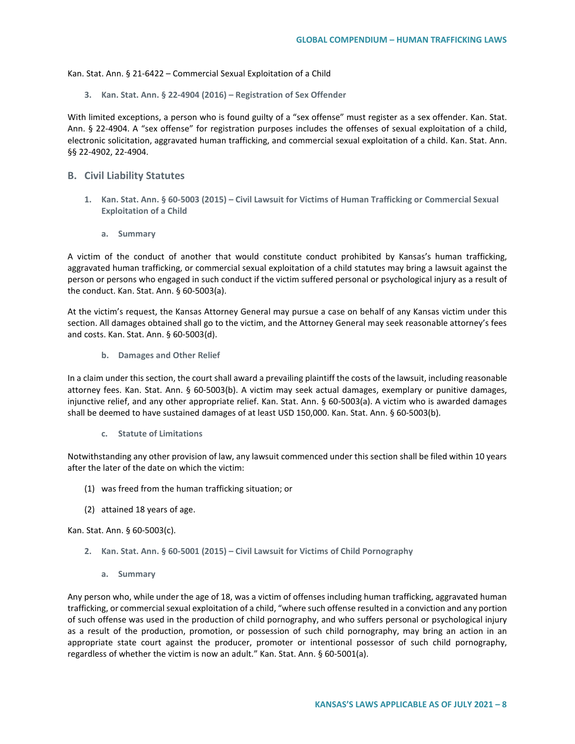Kan. Stat. Ann. § 21-6422 – Commercial Sexual Exploitation of a Child

#### 3. Kan. Stat. Ann. § 22-4904 (2016) – Registration of Sex Offender

With limited exceptions, a person who is found guilty of a "sex offense" must register as a sex offender. Kan. Stat. Ann. § 22-4904. A "sex offense" for registration purposes includes the offenses of sexual exploitation of a child, electronic solicitation, aggravated human trafficking, and commercial sexual exploitation of a child. Kan. Stat. Ann. §§ 22-4902, 22-4904.

## B. Civil Liability Statutes

### 1. Kan. Stat. Ann. § 60-5003 (2015) – Civil Lawsuit for Victims of Human Trafficking or Commercial Sexual Exploitation of a Child

#### a. Summary

A victim of the conduct of another that would constitute conduct prohibited by Kansas's human trafficking, aggravated human trafficking, or commercial sexual exploitation of a child statutes may bring a lawsuit against the person or persons who engaged in such conduct if the victim suffered personal or psychological injury as a result of the conduct. Kan. Stat. Ann. § 60-5003(a).

At the victim's request, the Kansas Attorney General may pursue a case on behalf of any Kansas victim under this section. All damages obtained shall go to the victim, and the Attorney General may seek reasonable attorney's fees and costs. Kan. Stat. Ann. § 60-5003(d).

#### b. Damages and Other Relief

In a claim under this section, the court shall award a prevailing plaintiff the costs of the lawsuit, including reasonable attorney fees. Kan. Stat. Ann. § 60-5003(b). A victim may seek actual damages, exemplary or punitive damages, injunctive relief, and any other appropriate relief. Kan. Stat. Ann. § 60-5003(a). A victim who is awarded damages shall be deemed to have sustained damages of at least USD 150,000. Kan. Stat. Ann. § 60-5003(b).

#### c. Statute of Limitations

Notwithstanding any other provision of law, any lawsuit commenced under this section shall be filed within 10 years after the later of the date on which the victim:

(1) was freed from the human trafficking situation; or

(2) attained 18 years of age.

Kan. Stat. Ann. § 60-5003(c).

### 2. Kan. Stat. Ann. § 60-5001 (2015) – Civil Lawsuit for Victims of Child Pornography

#### a. Summary

Any person who, while under the age of 18, was a victim of offenses including human trafficking, aggravated human trafficking, or commercial sexual exploitation of a child, "where such offense resulted in a conviction and any portion of such offense was used in the production of child pornography, and who suffers personal or psychological injury as a result of the production, promotion, or possession of such child pornography, may bring an action in an appropriate state court against the producer, promoter or intentional possessor of such child pornography, regardless of whether the victim is now an adult." Kan. Stat. Ann. § 60-5001(a).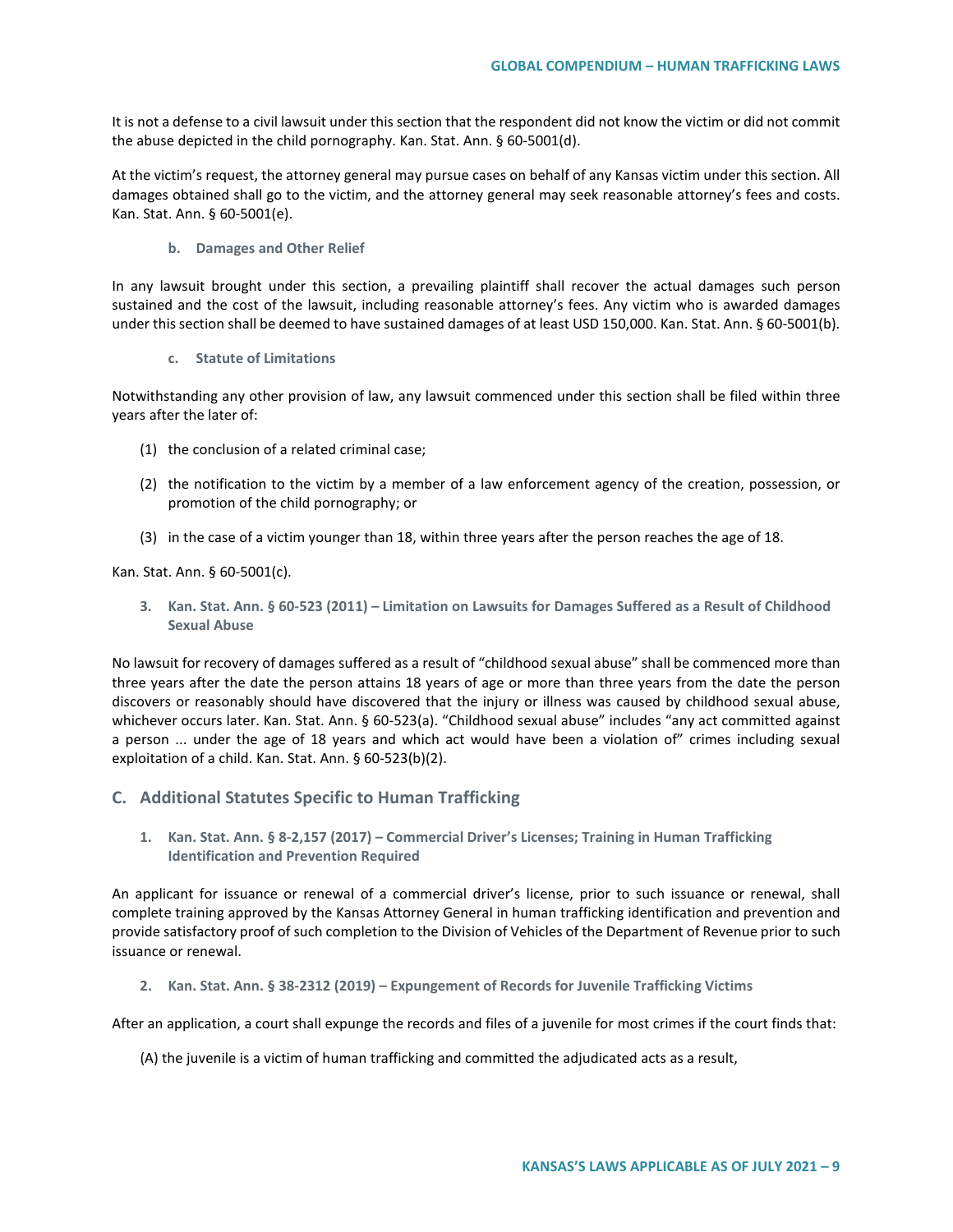It is not a defense to a civil lawsuit under this section that the respondent did not know the victim or did not commit the abuse depicted in the child pornography. Kan. Stat. Ann. § 60-5001(d).

At the victim's request, the attorney general may pursue cases on behalf of any Kansas victim under this section. All damages obtained shall go to the victim, and the attorney general may seek reasonable attorney's fees and costs. Kan. Stat. Ann. § 60-5001(e).

#### b. Damages and Other Relief

In any lawsuit brought under this section, a prevailing plaintiff shall recover the actual damages such person sustained and the cost of the lawsuit, including reasonable attorney's fees. Any victim who is awarded damages under this section shall be deemed to have sustained damages of at least USD 150,000. Kan. Stat. Ann. § 60-5001(b).

#### c. Statute of Limitations

Notwithstanding any other provision of law, any lawsuit commenced under this section shall be filed within three years after the later of:

(1) the conclusion of a related criminal case;

(2) the notification to the victim by a member of a law enforcement agency of the creation, possession, or promotion of the child pornography; or

(3) in the case of a victim younger than 18, within three years after the person reaches the age of 18.

Kan. Stat. Ann. § 60-5001(c).

### 3. Kan. Stat. Ann. § 60-523 (2011) – Limitation on Lawsuits for Damages Suffered as a Result of Childhood Sexual Abuse

No lawsuit for recovery of damages suffered as a result of "childhood sexual abuse" shall be commenced more than three years after the date the person attains 18 years of age or more than three years from the date the person discovers or reasonably should have discovered that the injury or illness was caused by childhood sexual abuse, whichever occurs later. Kan. Stat. Ann. § 60-523(a). "Childhood sexual abuse" includes "any act committed against a person ... under the age of 18 years and which act would have been a violation of" crimes including sexual exploitation of a child. Kan. Stat. Ann. § 60-523(b)(2).

## C. Additional Statutes Specific to Human Trafficking

### 1. Kan. Stat. Ann. § 8-2,157 (2017) – Commercial Driver's Licenses; Training in Human Trafficking Identification and Prevention Required

An applicant for issuance or renewal of a commercial driver's license, prior to such issuance or renewal, shall complete training approved by the Kansas Attorney General in human trafficking identification and prevention and provide satisfactory proof of such completion to the Division of Vehicles of the Department of Revenue prior to such issuance or renewal.

### 2. Kan. Stat. Ann. § 38-2312 (2019) – Expungement of Records for Juvenile Trafficking Victims

After an application, a court shall expunge the records and files of a juvenile for most crimes if the court finds that:

(A) the juvenile is a victim of human trafficking and committed the adjudicated acts as a result,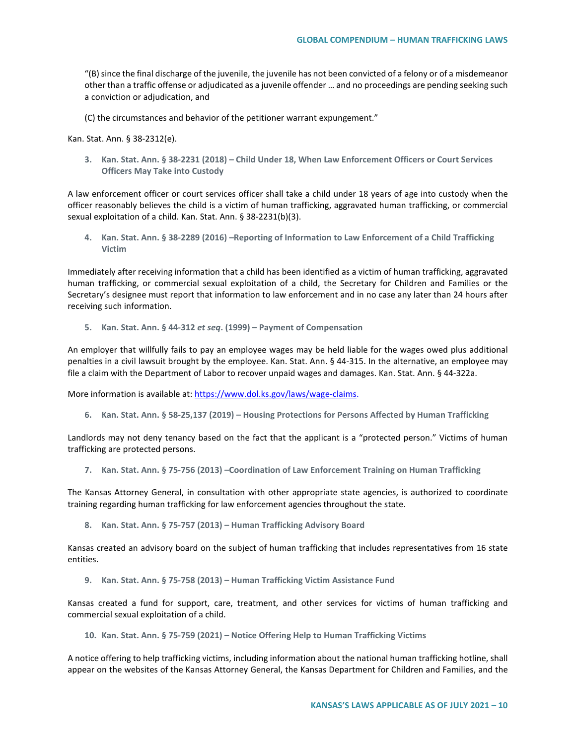"(B) since the final discharge of the juvenile, the juvenile has not been convicted of a felony or of a misdemeanor other than a traffic offense or adjudicated as a juvenile offender … and no proceedings are pending seeking such a conviction or adjudication, and

(C) the circumstances and behavior of the petitioner warrant expungement."

Kan. Stat. Ann. § 38-2312(e).

### 3. Kan. Stat. Ann. § 38-2231 (2018) – Child Under 18, When Law Enforcement Officers or Court Services Officers May Take into Custody

A law enforcement officer or court services officer shall take a child under 18 years of age into custody when the officer reasonably believes the child is a victim of human trafficking, aggravated human trafficking, or commercial sexual exploitation of a child. Kan. Stat. Ann. § 38-2231(b)(3).

### 4. Kan. Stat. Ann. § 38-2289 (2016) –Reporting of Information to Law Enforcement of a Child Trafficking Victim

Immediately after receiving information that a child has been identified as a victim of human trafficking, aggravated human trafficking, or commercial sexual exploitation of a child, the Secretary for Children and Families or the Secretary's designee must report that information to law enforcement and in no case any later than 24 hours after receiving such information.

### 5. Kan. Stat. Ann. § 44-312 *et seq*. (1999) – Payment of Compensation

An employer that willfully fails to pay an employee wages may be held liable for the wages owed plus additional penalties in a civil lawsuit brought by the employee. Kan. Stat. Ann. § 44-315. In the alternative, an employee may file a claim with the Department of Labor to recover unpaid wages and damages. Kan. Stat. Ann. § 44-322a.

More information is available at: [https://www.dol.ks.gov/laws/wage-claims](https://www.dol.ks.gov/laws/wage-claims).

### 6. Kan. Stat. Ann. § 58-25,137 (2019) – Housing Protections for Persons Affected by Human Trafficking

Landlords may not deny tenancy based on the fact that the applicant is a "protected person." Victims of human trafficking are protected persons.

### 7. Kan. Stat. Ann. § 75-756 (2013) –Coordination of Law Enforcement Training on Human Trafficking

The Kansas Attorney General, in consultation with other appropriate state agencies, is authorized to coordinate training regarding human trafficking for law enforcement agencies throughout the state.

### 8. Kan. Stat. Ann. § 75-757 (2013) – Human Trafficking Advisory Board

Kansas created an advisory board on the subject of human trafficking that includes representatives from 16 state entities.

### 9. Kan. Stat. Ann. § 75-758 (2013) – Human Trafficking Victim Assistance Fund

Kansas created a fund for support, care, treatment, and other services for victims of human trafficking and commercial sexual exploitation of a child.

### 10. Kan. Stat. Ann. § 75-759 (2021) – Notice Offering Help to Human Trafficking Victims

A notice offering to help trafficking victims, including information about the national human trafficking hotline, shall appear on the websites of the Kansas Attorney General, the Kansas Department for Children and Families, and the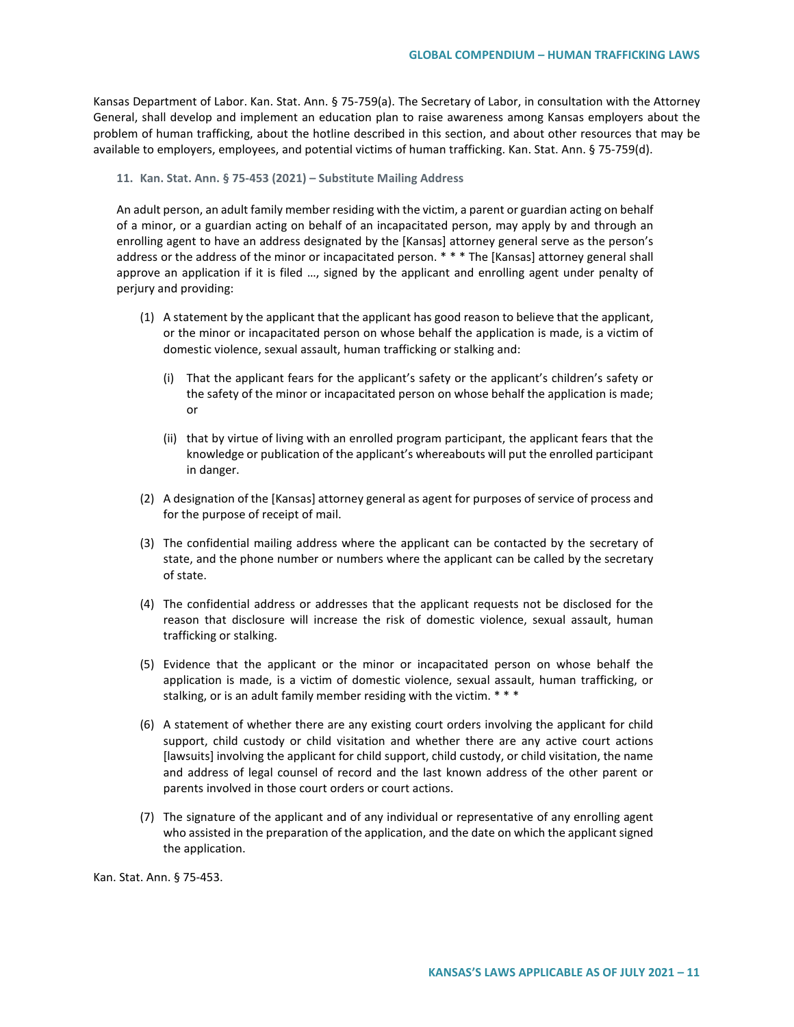Kansas Department of Labor. Kan. Stat. Ann. § 75-759(a). The Secretary of Labor, in consultation with the Attorney General, shall develop and implement an education plan to raise awareness among Kansas employers about the problem of human trafficking, about the hotline described in this section, and about other resources that may be available to employers, employees, and potential victims of human trafficking. Kan. Stat. Ann. § 75-759(d).

### 11. Kan. Stat. Ann. § 75-453 (2021) – Substitute Mailing Address

> An adult person, an adult family member residing with the victim, a parent or guardian acting on behalf of a minor, or a guardian acting on behalf of an incapacitated person, may apply by and through an enrolling agent to have an address designated by the [Kansas] attorney general serve as the person's address or the address of the minor or incapacitated person. * * * The [Kansas] attorney general shall approve an application if it is filed …, signed by the applicant and enrolling agent under penalty of perjury and providing:
>
> (1) A statement by the applicant that the applicant has good reason to believe that the applicant, or the minor or incapacitated person on whose behalf the application is made, is a victim of domestic violence, sexual assault, human trafficking or stalking and:
>
> (i) That the applicant fears for the applicant's safety or the applicant's children's safety or the safety of the minor or incapacitated person on whose behalf the application is made; or
>
> (ii) that by virtue of living with an enrolled program participant, the applicant fears that the knowledge or publication of the applicant's whereabouts will put the enrolled participant in danger.
>
> (2) A designation of the [Kansas] attorney general as agent for purposes of service of process and for the purpose of receipt of mail.
>
> (3) The confidential mailing address where the applicant can be contacted by the secretary of state, and the phone number or numbers where the applicant can be called by the secretary of state.
>
> (4) The confidential address or addresses that the applicant requests not be disclosed for the reason that disclosure will increase the risk of domestic violence, sexual assault, human trafficking or stalking.
>
> (5) Evidence that the applicant or the minor or incapacitated person on whose behalf the application is made, is a victim of domestic violence, sexual assault, human trafficking, or stalking, or is an adult family member residing with the victim. * * *
>
> (6) A statement of whether there are any existing court orders involving the applicant for child support, child custody or child visitation and whether there are any active court actions [lawsuits] involving the applicant for child support, child custody, or child visitation, the name and address of legal counsel of record and the last known address of the other parent or parents involved in those court orders or court actions.
>
> (7) The signature of the applicant and of any individual or representative of any enrolling agent who assisted in the preparation of the application, and the date on which the applicant signed the application.

Kan. Stat. Ann. § 75-453.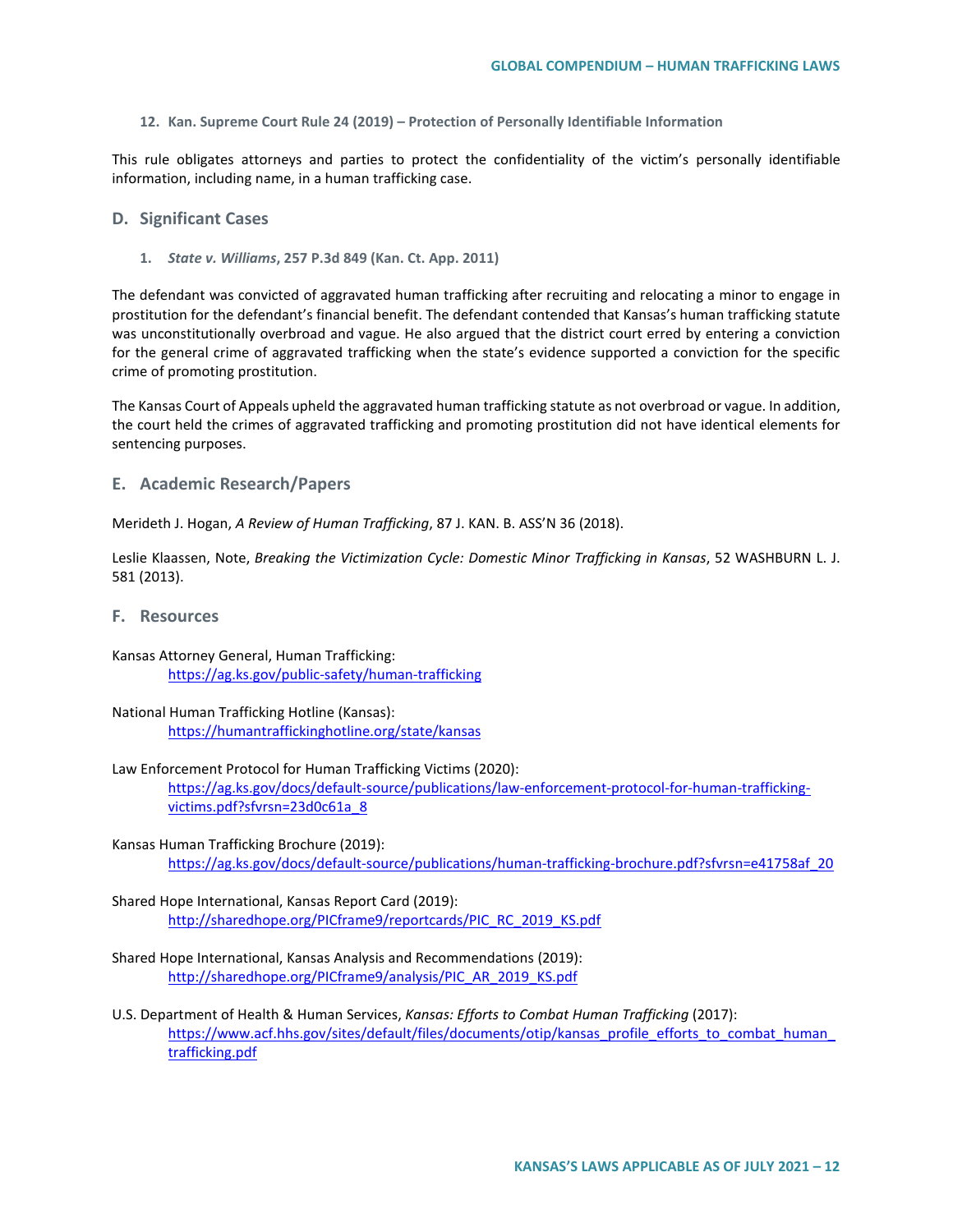**12. Kan. Supreme Court Rule 24 (2019) – Protection of Personally Identifiable Information**

This rule obligates attorneys and parties to protect the confidentiality of the victim's personally identifiable information, including name, in a human trafficking case.

## D. Significant Cases

**1. *State v. Williams*, 257 P.3d 849 (Kan. Ct. App. 2011)**

The defendant was convicted of aggravated human trafficking after recruiting and relocating a minor to engage in prostitution for the defendant's financial benefit. The defendant contended that Kansas's human trafficking statute was unconstitutionally overbroad and vague. He also argued that the district court erred by entering a conviction for the general crime of aggravated trafficking when the state's evidence supported a conviction for the specific crime of promoting prostitution.

The Kansas Court of Appeals upheld the aggravated human trafficking statute as not overbroad or vague. In addition, the court held the crimes of aggravated trafficking and promoting prostitution did not have identical elements for sentencing purposes.

## E. Academic Research/Papers

Merideth J. Hogan, *A Review of Human Trafficking*, 87 J. KAN. B. ASS'N 36 (2018).

Leslie Klaassen, Note, *Breaking the Victimization Cycle: Domestic Minor Trafficking in Kansas*, 52 WASHBURN L. J. 581 (2013).

## F. Resources

Kansas Attorney General, Human Trafficking:
https://ag.ks.gov/public-safety/human-trafficking

National Human Trafficking Hotline (Kansas):
https://humantraffickinghotline.org/state/kansas

Law Enforcement Protocol for Human Trafficking Victims (2020):
https://ag.ks.gov/docs/default-source/publications/law-enforcement-protocol-for-human-trafficking-victims.pdf?sfvrsn=23d0c61a_8

Kansas Human Trafficking Brochure (2019):
https://ag.ks.gov/docs/default-source/publications/human-trafficking-brochure.pdf?sfvrsn=e41758af_20

Shared Hope International, Kansas Report Card (2019):
http://sharedhope.org/PICframe9/reportcards/PIC_RC_2019_KS.pdf

Shared Hope International, Kansas Analysis and Recommendations (2019):
http://sharedhope.org/PICframe9/analysis/PIC_AR_2019_KS.pdf

U.S. Department of Health & Human Services, *Kansas: Efforts to Combat Human Trafficking* (2017):
https://www.acf.hhs.gov/sites/default/files/documents/otip/kansas_profile_efforts_to_combat_human_trafficking.pdf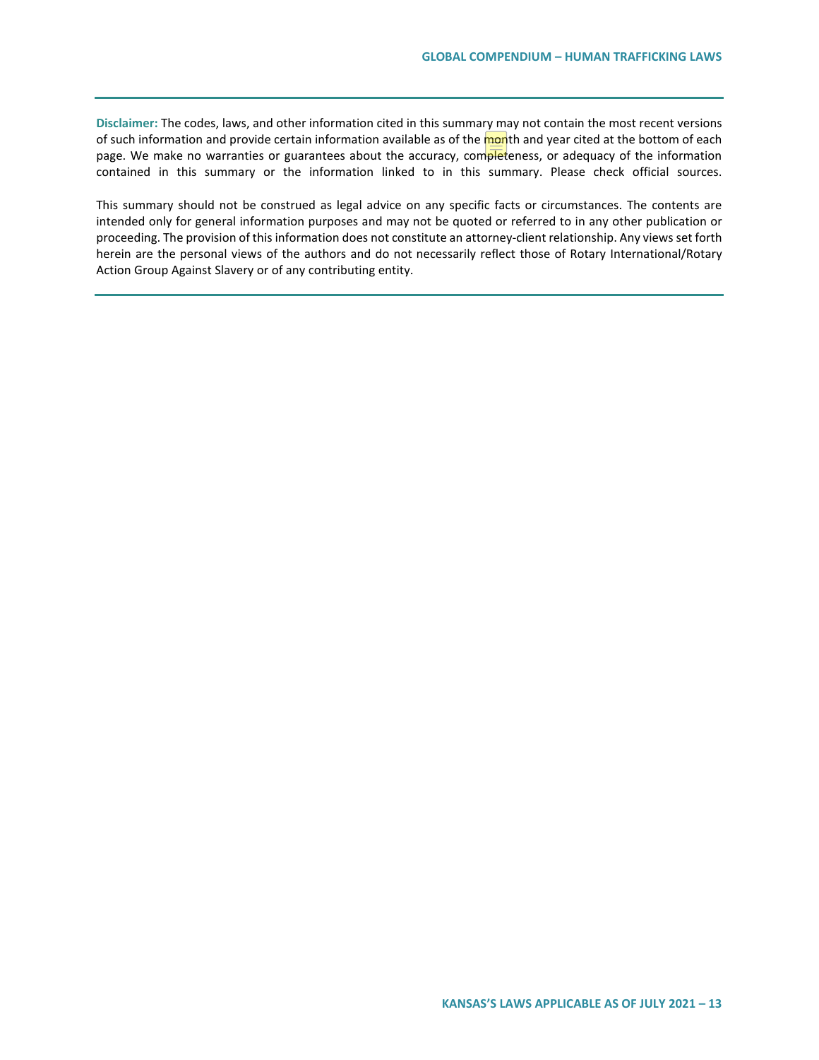**Disclaimer:** The codes, laws, and other information cited in this summary may not contain the most recent versions of such information and provide certain information available as of the month and year cited at the bottom of each page. We make no warranties or guarantees about the accuracy, completeness, or adequacy of the information contained in this summary or the information linked to in this summary. Please check official sources.

This summary should not be construed as legal advice on any specific facts or circumstances. The contents are intended only for general information purposes and may not be quoted or referred to in any other publication or proceeding. The provision of this information does not constitute an attorney-client relationship. Any views set forth herein are the personal views of the authors and do not necessarily reflect those of Rotary International/Rotary Action Group Against Slavery or of any contributing entity.